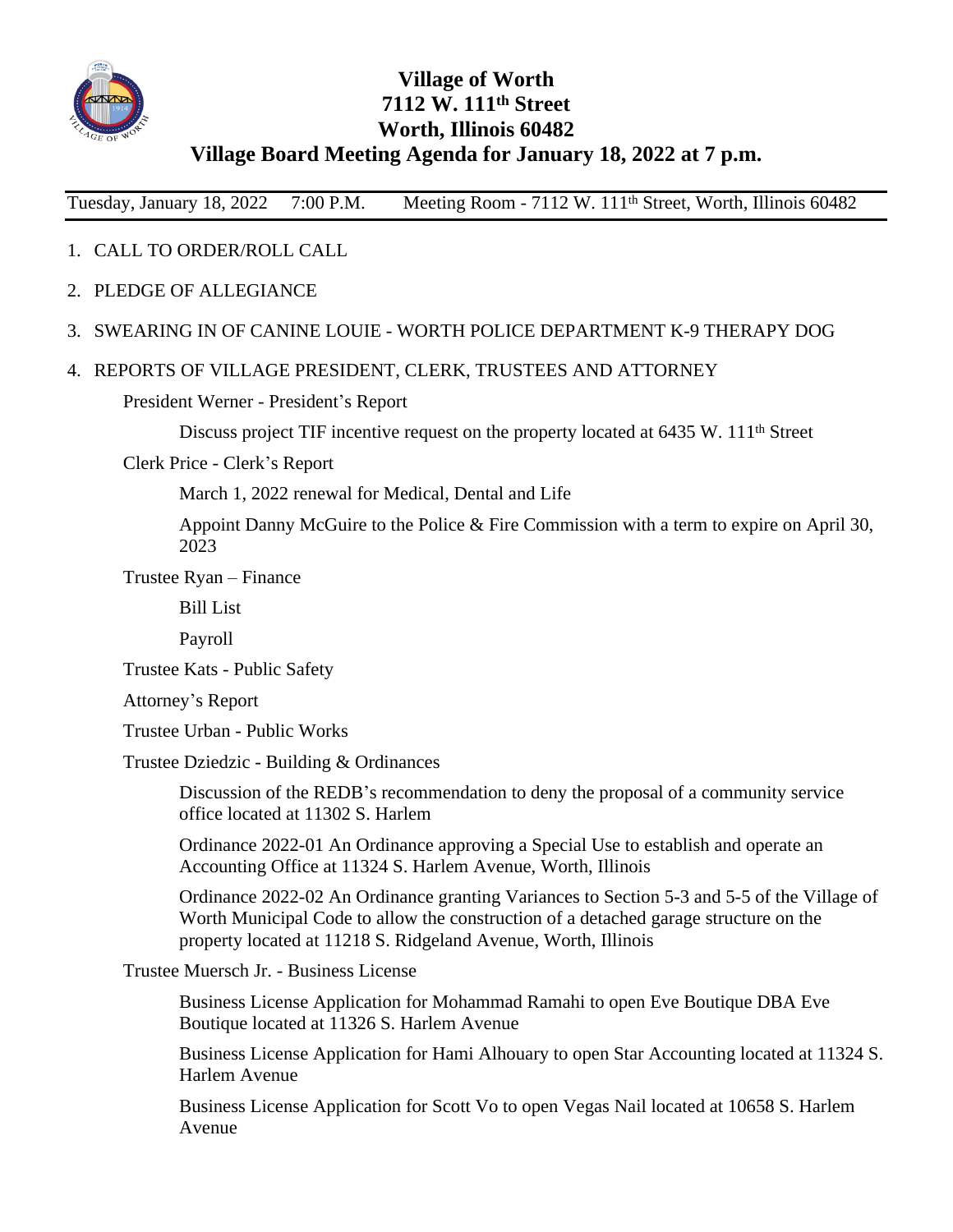# Village of Worth
## 7112 W. 111th Street
## Worth, Illinois 60482
## Village Board Meeting Agenda for January 18, 2022 at 7 p.m.

Tuesday, January 18, 2022   7:00 P.M.   Meeting Room - 7112 W. 111th Street, Worth, Illinois 60482

1. CALL TO ORDER/ROLL CALL
2. PLEDGE OF ALLEGIANCE
3. SWEARING IN OF CANINE LOUIE - WORTH POLICE DEPARTMENT K-9 THERAPY DOG
4. REPORTS OF VILLAGE PRESIDENT, CLERK, TRUSTEES AND ATTORNEY

    President Werner - President's Report

    - Discuss project TIF incentive request on the property located at 6435 W. 111th Street

    Clerk Price - Clerk's Report

    - March 1, 2022 renewal for Medical, Dental and Life
    - Appoint Danny McGuire to the Police & Fire Commission with a term to expire on April 30, 2023

    Trustee Ryan – Finance

    - Bill List
    - Payroll

    Trustee Kats - Public Safety

    Attorney's Report

    Trustee Urban - Public Works

    Trustee Dziedzic - Building & Ordinances

    - Discussion of the REDB's recommendation to deny the proposal of a community service office located at 11302 S. Harlem
    - Ordinance 2022-01 An Ordinance approving a Special Use to establish and operate an Accounting Office at 11324 S. Harlem Avenue, Worth, Illinois
    - Ordinance 2022-02 An Ordinance granting Variances to Section 5-3 and 5-5 of the Village of Worth Municipal Code to allow the construction of a detached garage structure on the property located at 11218 S. Ridgeland Avenue, Worth, Illinois

    Trustee Muersch Jr. - Business License

    - Business License Application for Mohammad Ramahi to open Eve Boutique DBA Eve Boutique located at 11326 S. Harlem Avenue
    - Business License Application for Hami Alhouary to open Star Accounting located at 11324 S. Harlem Avenue
    - Business License Application for Scott Vo to open Vegas Nail located at 10658 S. Harlem Avenue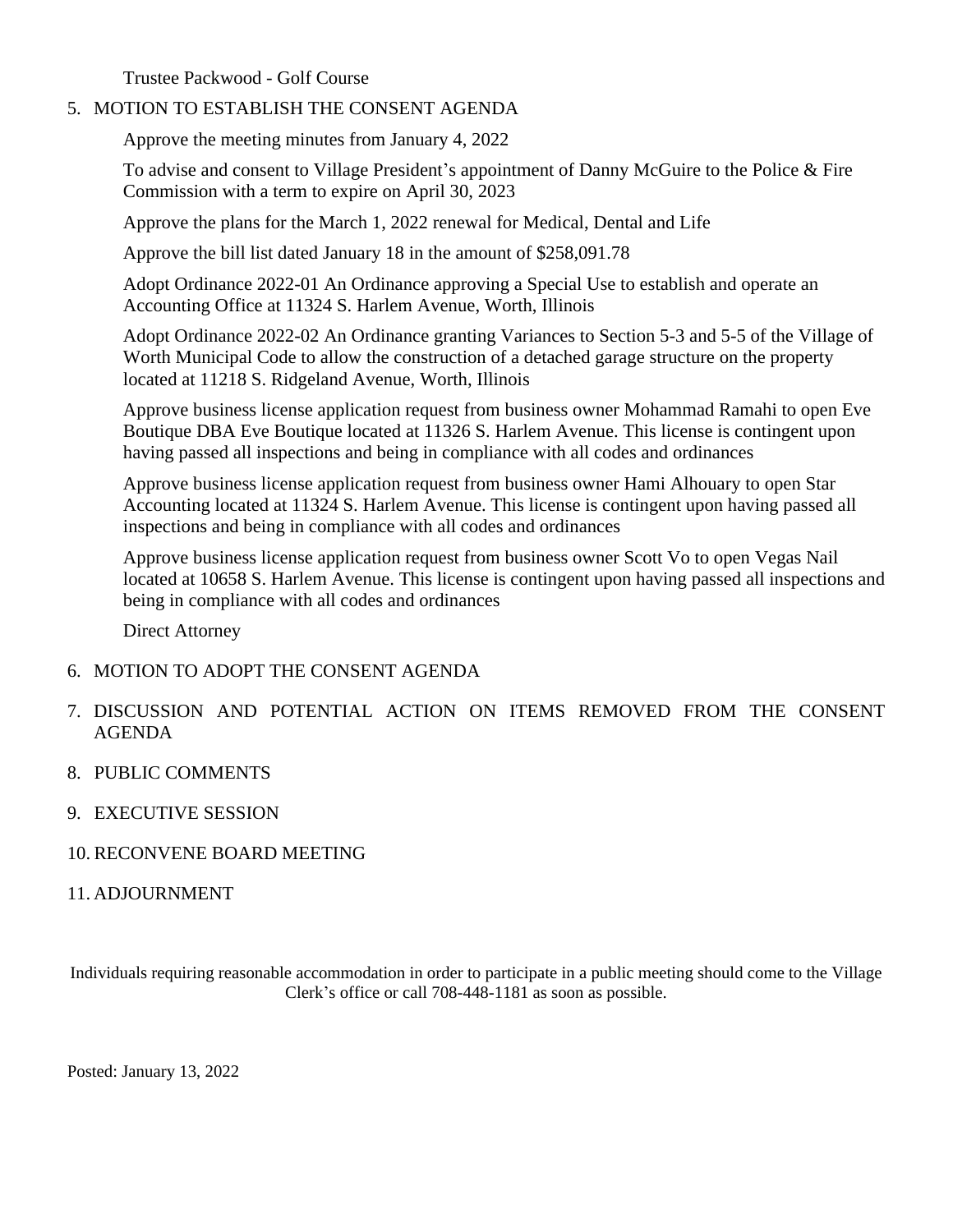Trustee Packwood - Golf Course

5. MOTION TO ESTABLISH THE CONSENT AGENDA

   Approve the meeting minutes from January 4, 2022

   To advise and consent to Village President's appointment of Danny McGuire to the Police & Fire Commission with a term to expire on April 30, 2023

   Approve the plans for the March 1, 2022 renewal for Medical, Dental and Life

   Approve the bill list dated January 18 in the amount of $258,091.78

   Adopt Ordinance 2022-01 An Ordinance approving a Special Use to establish and operate an Accounting Office at 11324 S. Harlem Avenue, Worth, Illinois

   Adopt Ordinance 2022-02 An Ordinance granting Variances to Section 5-3 and 5-5 of the Village of Worth Municipal Code to allow the construction of a detached garage structure on the property located at 11218 S. Ridgeland Avenue, Worth, Illinois

   Approve business license application request from business owner Mohammad Ramahi to open Eve Boutique DBA Eve Boutique located at 11326 S. Harlem Avenue. This license is contingent upon having passed all inspections and being in compliance with all codes and ordinances

   Approve business license application request from business owner Hami Alhouary to open Star Accounting located at 11324 S. Harlem Avenue. This license is contingent upon having passed all inspections and being in compliance with all codes and ordinances

   Approve business license application request from business owner Scott Vo to open Vegas Nail located at 10658 S. Harlem Avenue. This license is contingent upon having passed all inspections and being in compliance with all codes and ordinances

   Direct Attorney

6. MOTION TO ADOPT THE CONSENT AGENDA

7. DISCUSSION AND POTENTIAL ACTION ON ITEMS REMOVED FROM THE CONSENT AGENDA

8. PUBLIC COMMENTS

9. EXECUTIVE SESSION

10. RECONVENE BOARD MEETING

11. ADJOURNMENT

Individuals requiring reasonable accommodation in order to participate in a public meeting should come to the Village Clerk's office or call 708-448-1181 as soon as possible.

Posted: January 13, 2022